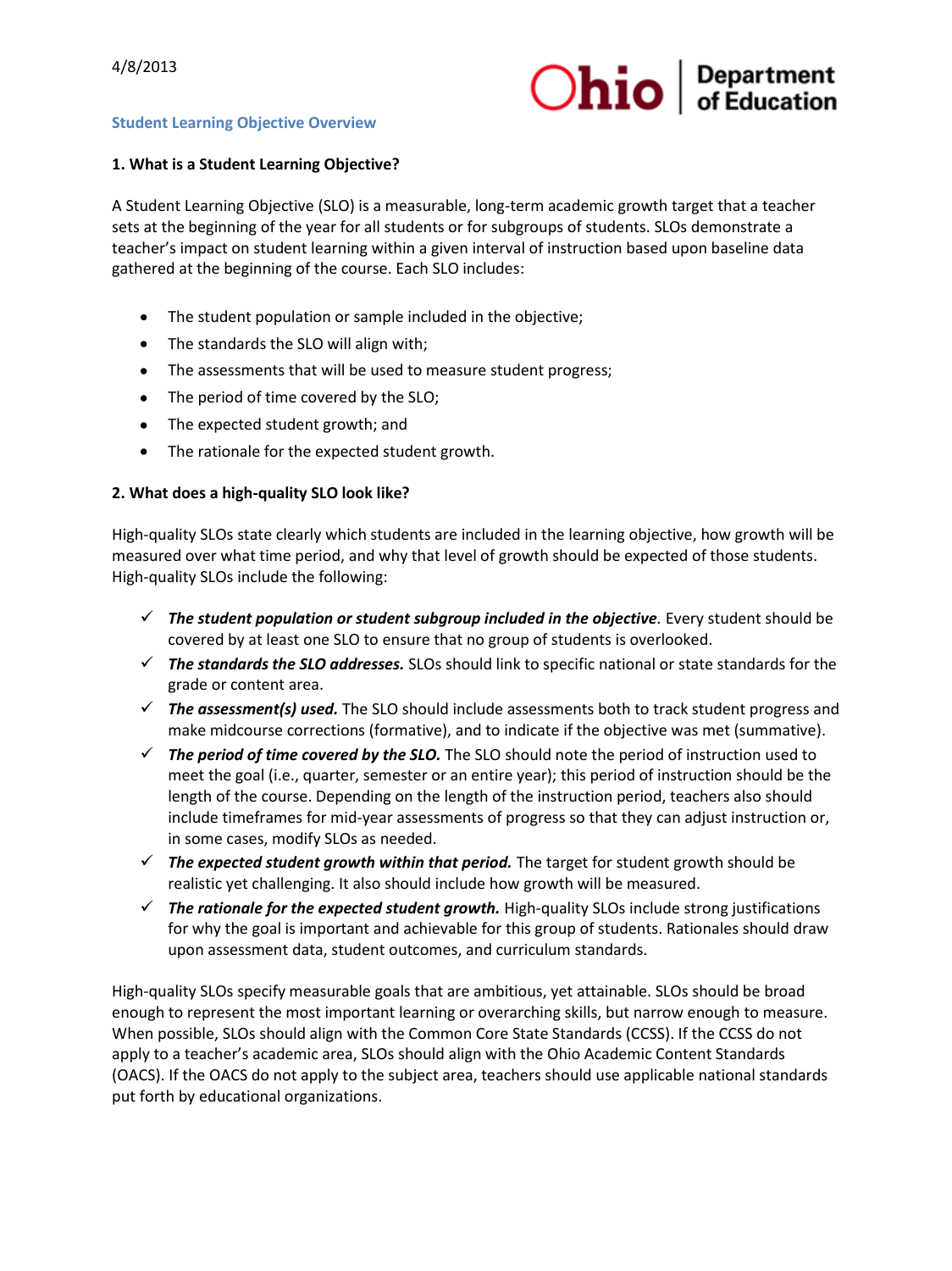4/8/2013

Ohio | Department of Education

## Student Learning Objective Overview

### 1. What is a Student Learning Objective?

A Student Learning Objective (SLO) is a measurable, long-term academic growth target that a teacher sets at the beginning of the year for all students or for subgroups of students. SLOs demonstrate a teacher's impact on student learning within a given interval of instruction based upon baseline data gathered at the beginning of the course. Each SLO includes:

- The student population or sample included in the objective;
- The standards the SLO will align with;
- The assessments that will be used to measure student progress;
- The period of time covered by the SLO;
- The expected student growth; and
- The rationale for the expected student growth.

### 2. What does a high-quality SLO look like?

High-quality SLOs state clearly which students are included in the learning objective, how growth will be measured over what time period, and why that level of growth should be expected of those students. High-quality SLOs include the following:

- ✓ ***The student population or student subgroup included in the objective***. Every student should be covered by at least one SLO to ensure that no group of students is overlooked.
- ✓ ***The standards the SLO addresses.*** SLOs should link to specific national or state standards for the grade or content area.
- ✓ ***The assessment(s) used.*** The SLO should include assessments both to track student progress and make midcourse corrections (formative), and to indicate if the objective was met (summative).
- ✓ ***The period of time covered by the SLO.*** The SLO should note the period of instruction used to meet the goal (i.e., quarter, semester or an entire year); this period of instruction should be the length of the course. Depending on the length of the instruction period, teachers also should include timeframes for mid-year assessments of progress so that they can adjust instruction or, in some cases, modify SLOs as needed.
- ✓ ***The expected student growth within that period.*** The target for student growth should be realistic yet challenging. It also should include how growth will be measured.
- ✓ ***The rationale for the expected student growth.*** High-quality SLOs include strong justifications for why the goal is important and achievable for this group of students. Rationales should draw upon assessment data, student outcomes, and curriculum standards.

High-quality SLOs specify measurable goals that are ambitious, yet attainable. SLOs should be broad enough to represent the most important learning or overarching skills, but narrow enough to measure. When possible, SLOs should align with the Common Core State Standards (CCSS). If the CCSS do not apply to a teacher's academic area, SLOs should align with the Ohio Academic Content Standards (OACS). If the OACS do not apply to the subject area, teachers should use applicable national standards put forth by educational organizations.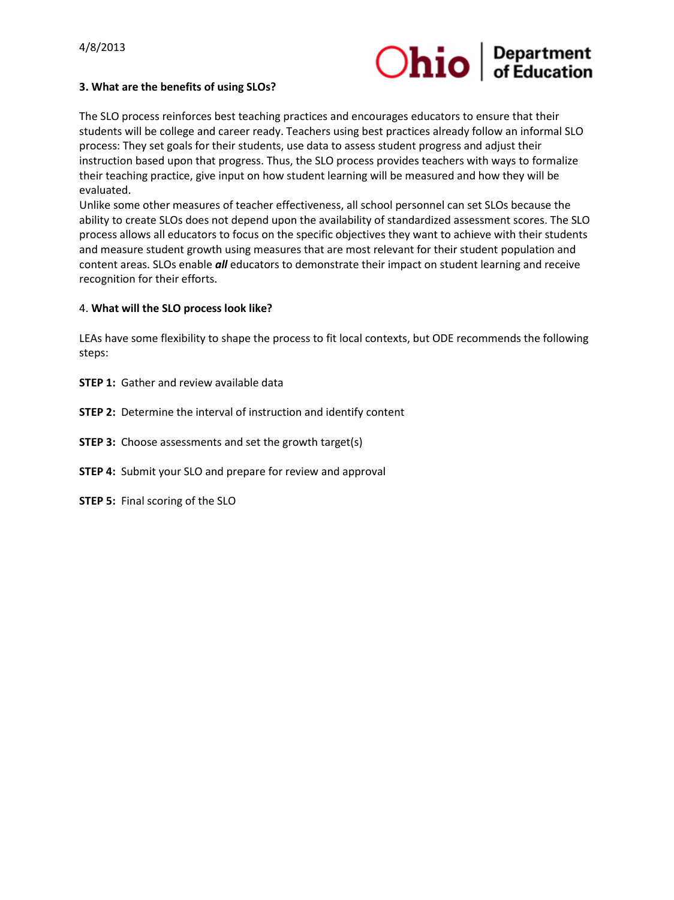### 3. What are the benefits of using SLOs?

The SLO process reinforces best teaching practices and encourages educators to ensure that their students will be college and career ready. Teachers using best practices already follow an informal SLO process: They set goals for their students, use data to assess student progress and adjust their instruction based upon that progress. Thus, the SLO process provides teachers with ways to formalize their teaching practice, give input on how student learning will be measured and how they will be evaluated.

Unlike some other measures of teacher effectiveness, all school personnel can set SLOs because the ability to create SLOs does not depend upon the availability of standardized assessment scores. The SLO process allows all educators to focus on the specific objectives they want to achieve with their students and measure student growth using measures that are most relevant for their student population and content areas. SLOs enable ***all*** educators to demonstrate their impact on student learning and receive recognition for their efforts.

### 4. What will the SLO process look like?

LEAs have some flexibility to shape the process to fit local contexts, but ODE recommends the following steps:

**STEP 1:** Gather and review available data

**STEP 2:** Determine the interval of instruction and identify content

**STEP 3:** Choose assessments and set the growth target(s)

**STEP 4:** Submit your SLO and prepare for review and approval

**STEP 5:** Final scoring of the SLO